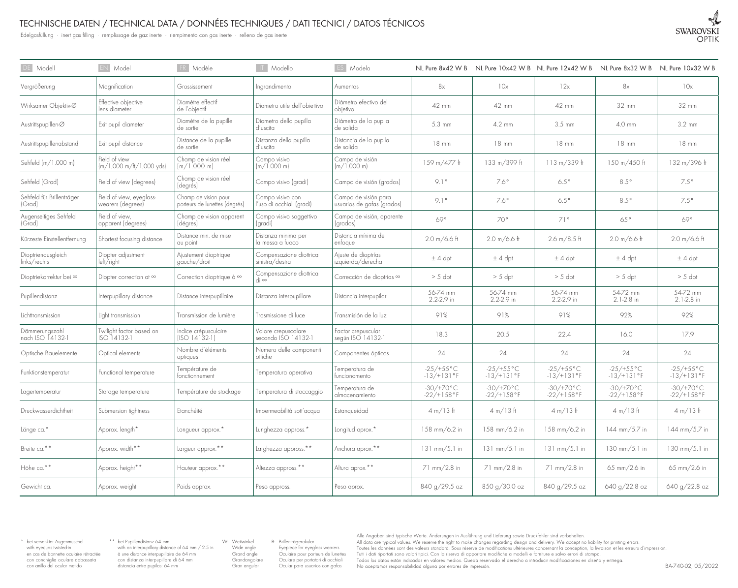# TECHNISCHE DATEN / TECHNICAL DATA / DONNÉES TECHNIQUES / DATI TECNICI / DATOS TÉCNICOS

Edelgasfüllung · inert gas filling · remplissage de gaz inerte · riempimento con gas inerte · relleno de gas inerte

SWAROVSKI OPTIK

| DE Modell | EN Model | FR Modèle | IT Modello | ES Modelo | NL Pure 8x42 W B | NL Pure 10x42 W B | NL Pure 12x42 W B | NL Pure 8x32 W B | NL Pure 10x32 W B |
|---|---|---|---|---|---|---|---|---|---|
| Vergrößerung | Magnification | Grossissement | Ingrandimento | Aumentos | 8x | 10x | 12x | 8x | 10x |
| Wirksamer Objektiv-Ø | Effective objective lens diameter | Diamètre effectif de l'objectif | Diametro utile dell'obiettivo | Diámetro efectivo del objetivo | 42 mm | 42 mm | 42 mm | 32 mm | 32 mm |
| Austrittspupillen-Ø | Exit pupil diameter | Diamètre de la pupille de sortie | Diametro della pupilla d'uscita | Diámetro de la pupila de salida | 5.3 mm | 4.2 mm | 3.5 mm | 4.0 mm | 3.2 mm |
| Austrittspupillenabstand | Exit pupil distance | Distance de la pupille de sortie | Distanza della pupilla d'uscita | Distancia de la pupila de salida | 18 mm | 18 mm | 18 mm | 18 mm | 18 mm |
| Sehfeld (m/1.000 m) | Field of view (m/1,000 m/ft/1,000 yds) | Champ de vision réel (m/1.000 m) | Campo visivo (m/1.000 m) | Campo de visión (m/1.000 m) | 159 m/477 ft | 133 m/399 ft | 113 m/339 ft | 150 m/450 ft | 132 m/396 ft |
| Sehfeld (Grad) | Field of view (degrees) | Champ de vision réel (degrés) | Campo visivo (gradi) | Campo de visión (grados) | 9.1° | 7.6° | 6.5° | 8.5° | 7.5° |
| Sehfeld für Brillenträger (Grad) | Field of view, eyeglass-wearers (degrees) | Champ de vision pour porteurs de lunettes (degrés) | Campo visivo con l'uso di occhiali (gradi) | Campo de visión para usuarios de gafas (grados) | 9.1° | 7.6° | 6.5° | 8.5° | 7.5° |
| Augenseitiges Sehfeld (Grad) | Field of view, apparent (degrees) | Champ de vision apparent (dégres) | Campo visivo soggettivo (gradi) | Campo de visión, aparente (grados) | 69° | 70° | 71° | 65° | 69° |
| Kürzeste Einstellentfernung | Shortest focusing distance | Distance min. de mise au point | Distanza minima per la messa a fuoco | Distancia mínima de enfoque | 2.0 m/6.6 ft | 2.0 m/6.6 ft | 2.6 m/8.5 ft | 2.0 m/6.6 ft | 2.0 m/6.6 ft |
| Dioptrienausgleich links/rechts | Diopter adjustment left/right | Ajustement dioptrique gauche/droit | Compensazione diottrica sinistra/destra | Ajuste de dioptrías izquierda/derecha | ± 4 dpt | ± 4 dpt | ± 4 dpt | ± 4 dpt | ± 4 dpt |
| Dioptriekorrektur bei ∞ | Diopter correction at ∞ | Correction dioptrique à ∞ | Compensazione diottrica di ∞ | Corrección de dioptrías ∞ | > 5 dpt | > 5 dpt | > 5 dpt | > 5 dpt | > 5 dpt |
| Pupillendistanz | Interpupillary distance | Distance interpupillaire | Distanza interpupillare | Distancia interpupilar | 56-74 mm 2.2-2.9 in | 56-74 mm 2.2-2.9 in | 56-74 mm 2.2-2.9 in | 54-72 mm 2.1-2.8 in | 54-72 mm 2.1-2.8 in |
| Lichttransmission | Light transmission | Transmission de lumière | Trasmissione di luce | Transmisión de la luz | 91% | 91% | 91% | 92% | 92% |
| Dämmerungszahl nach ISO 14132-1 | Twilight factor based on ISO 14132-1 | Indice crépusculaire (ISO 14132-1) | Valore crepuscolare secondo ISO 14132-1 | Factor crepuscular según ISO 14132-1 | 18.3 | 20.5 | 22.4 | 16.0 | 17.9 |
| Optische Bauelemente | Optical elements | Nombre d'éléments optiques | Numero delle componenti ottiche | Componentes ópticos | 24 | 24 | 24 | 24 | 24 |
| Funktionstemperatur | Functional temperature | Température de fonctionnement | Temperatura operativa | Temperatura de funcionamento | -25/+55°C -13/+131°F | -25/+55°C -13/+131°F | -25/+55°C -13/+131°F | -25/+55°C -13/+131°F | -25/+55°C -13/+131°F |
| Lagertemperatur | Storage temperature | Température de stockage | Temperatura di stoccaggio | Temperatura de almacenamiento | -30/+70°C -22/+158°F | -30/+70°C -22/+158°F | -30/+70°C -22/+158°F | -30/+70°C -22/+158°F | -30/+70°C -22/+158°F |
| Druckwasserdichtheit | Submersion tightness | Etanchéité | Impermeabilità sott'acqua | Estanqueidad | 4 m/13 ft | 4 m/13 ft | 4 m/13 ft | 4 m/13 ft | 4 m/13 ft |
| Länge ca.* | Approx. length* | Longueur approx.* | Lunghezza appross.* | Longitud aprox.* | 158 mm/6.2 in | 158 mm/6.2 in | 158 mm/6.2 in | 144 mm/5.7 in | 144 mm/5.7 in |
| Breite ca.** | Approx. width** | Largeur approx.** | Larghezza appross.** | Anchura aprox.** | 131 mm/5.1 in | 131 mm/5.1 in | 131 mm/5.1 in | 130 mm/5.1 in | 130 mm/5.1 in |
| Höhe ca.** | Approx. height** | Hauteur approx.** | Altezza appross.** | Altura aprox.** | 71 mm/2.8 in | 71 mm/2.8 in | 71 mm/2.8 in | 65 mm/2.6 in | 65 mm/2.6 in |
| Gewicht ca. | Approx. weight | Poids approx. | Peso appross. | Peso aprox. | 840 g/29.5 oz | 850 g/30.0 oz | 840 g/29.5 oz | 640 g/22.8 oz | 640 g/22.8 oz |

\* bei versenkter Augenmuschel
with eyecups twisted-in
en cas de bonnette oculaire rétractée
con conchiglia oculare abbassata
con anillo del ocular metido

** bei Pupillendistanz 64 mm
with an interpupillary distance of 64 mm / 2.5 in
à une distance interpupillaire de 64 mm
con distanza interpupillare di 64 mm
distancia entre pupilas: 64 mm

W: Weitwinkel
Wide angle
Grand angle
Grandangolare
Gran angular

B: Brillenträgerokular
Eyepiece for eyeglass wearers
Oculaire pour porteurs de lunettes
Oculare per portatori di occhiali
Ocular para usuarios con gafas

Alle Angaben sind typische Werte. Änderungen in Ausführung und Lieferung sowie Druckfehler sind vorbehalten.
All data are typical values. We reserve the right to make changes regarding design and delivery. We accept no liability for printing errors.
Toutes les données sont des valeurs standard. Sous réserve de modifications ultérieures concernant la conception, la livraison et les erreurs d'impression.
Tutti i dati riportati sono valori tipici. Con la riserva di apportare modifiche a modelli e forniture e salvo errori di stampa.
Todos los datos están indicados en valores medios. Queda reservado el derecho a introducir modificaciones en diseño y entrega.
No aceptamos responsabilidad alguna por errores de impresión.

BA-740-02, 05/2022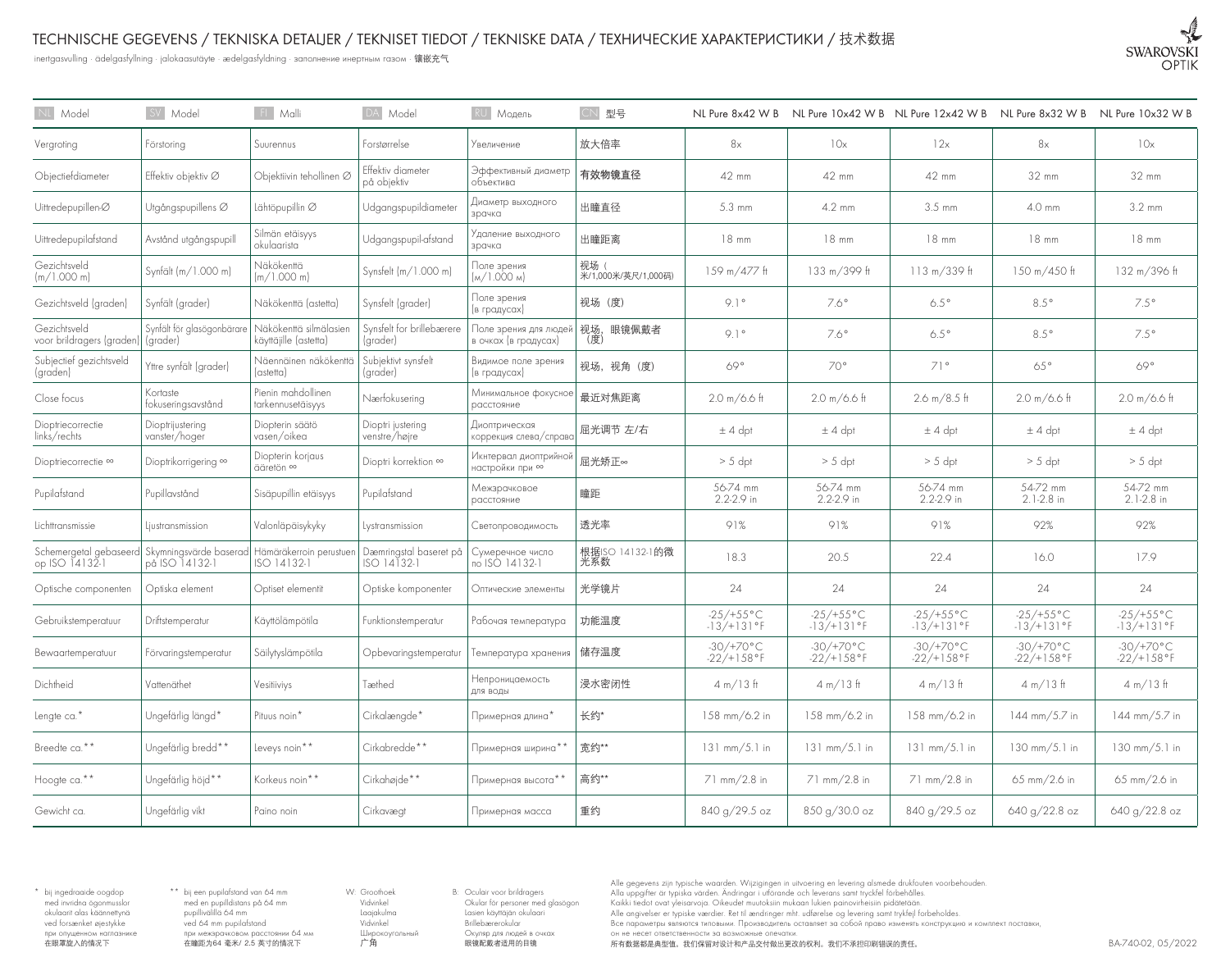# TECHNISCHE GEGEVENS / TEKNISKA DETALJER / TEKNISET TIEDOT / TEKNISKE DATA / ТЕХНИЧЕСКИЕ ХАРАКТЕРИСТИКИ / 技术数据

inertgasvulling · ädelgasfyllning · jalokaasutäyte · ædelgasfyldning · заполнение инертным газом · 镶嵌充气

SWAROVSKI OPTIK

| NL Model | SV Model | FI Malli | DA Model | RU Модель | CN 型号 | NL Pure 8x42 W B | NL Pure 10x42 W B | NL Pure 12x42 W B | NL Pure 8x32 W B | NL Pure 10x32 W B |
|---|---|---|---|---|---|---|---|---|---|---|
| Vergroting | Förstoring | Suurennus | Forstørrelse | Увеличение | 放大倍率 | 8x | 10x | 12x | 8x | 10x |
| Objectiefdiameter | Effektiv objektiv Ø | Objektiivin tehollinen Ø | Effektiv diameter på objektiv | Эффективный диаметр объектива | 有效物镜直径 | 42 mm | 42 mm | 42 mm | 32 mm | 32 mm |
| Uittredepupillen-Ø | Utgångspupillens Ø | Lähtöpupillin Ø | Udgangspupildiameter | Диаметр выходного зрачка | 出瞳直径 | 5.3 mm | 4.2 mm | 3.5 mm | 4.0 mm | 3.2 mm |
| Uittredepupilafstand | Avstånd utgångspupill | Silmän etäisyys okulaarista | Udgangspupil-afstand | Удаление выходного зрачка | 出瞳距离 | 18 mm | 18 mm | 18 mm | 18 mm | 18 mm |
| Gezichtsveld (m/1.000 m) | Synfält (m/1.000 m) | Näkökenttä (m/1.000 m) | Synsfelt (m/1.000 m) | Поле зрения (м/1.000 м) | 视场（米/1,000米/英尺/1,000码） | 159 m/477 ft | 133 m/399 ft | 113 m/339 ft | 150 m/450 ft | 132 m/396 ft |
| Gezichtsveld (graden) | Synfält (grader) | Näkökenttä (astetta) | Synsfelt (grader) | Поле зрения (в градусах) | 视场（度） | 9.1° | 7.6° | 6.5° | 8.5° | 7.5° |
| Gezichtsveld voor brildragers (graden) | Synfält för glasögonbärare (grader) | Näkökenttä silmälasien käyttäjille (astetta) | Synsfelt for brillebærere (grader) | Поле зрения для людей в очках (в градусах) | 视场，眼镜佩戴者（度） | 9.1° | 7.6° | 6.5° | 8.5° | 7.5° |
| Subjectief gezichtsveld (graden) | Yttre synfält (grader) | Näennäinen näkökenttä (astetta) | Subjektivt synsfelt (grader) | Видимое поле зрения (в градусах) | 视场，视角（度） | 69° | 70° | 71° | 65° | 69° |
| Close focus | Kortaste fokuseringsavstånd | Pienin mahdollinen tarkennusetäisyys | Nærfokusering | Минимальное фокусное расстояние | 最近对焦距离 | 2.0 m/6.6 ft | 2.0 m/6.6 ft | 2.6 m/8.5 ft | 2.0 m/6.6 ft | 2.0 m/6.6 ft |
| Dioptriecorrectie links/rechts | Dioptrijustering vänster/höger | Diopterin säätö vasen/oikea | Dioptri justering venstre/højre | Диоптрическая коррекция слева/справа | 屈光调节 左/右 | ± 4 dpt | ± 4 dpt | ± 4 dpt | ± 4 dpt | ± 4 dpt |
| Dioptriecorrectie ∞ | Dioptrikorrigering ∞ | Diopterin korjaus ääretön ∞ | Dioptri korrektion ∞ | Интервал диоптрийной настройки при ∞ | 屈光矫正∞ | > 5 dpt | > 5 dpt | > 5 dpt | > 5 dpt | > 5 dpt |
| Pupilafstand | Pupillavstånd | Sisäpupillin etäisyys | Pupilafstand | Межзрачковое расстояние | 瞳距 | 56-74 mm 2.2-2.9 in | 56-74 mm 2.2-2.9 in | 56-74 mm 2.2-2.9 in | 54-72 mm 2.1-2.8 in | 54-72 mm 2.1-2.8 in |
| Lichttransmissie | Ljustransmission | Valonläpäisykyky | Lystransmission | Светопроводимость | 透光率 | 91% | 91% | 91% | 92% | 92% |
| Schemergetal gebaseerd op ISO 14132-1 | Skymningsvärde baserad på ISO 14132-1 | Hämäräkerroin perustuen ISO 14132-1 | Dæmringstal baseret på ISO 14132-1 | Сумеречное число по ISO 14132-1 | 根据ISO 14132-1的微光系数 | 18.3 | 20.5 | 22.4 | 16.0 | 17.9 |
| Optische componenten | Optiska element | Optiset elementit | Optiske komponenter | Оптические элементы | 光学镜片 | 24 | 24 | 24 | 24 | 24 |
| Gebruikstemperatuur | Driftstemperatur | Käyttölämpötila | Funktionstemperatur | Рабочая температура | 功能温度 | -25/+55°C -13/+131°F | -25/+55°C -13/+131°F | -25/+55°C -13/+131°F | -25/+55°C -13/+131°F | -25/+55°C -13/+131°F |
| Bewaartemperatuur | Förvaringstemperatur | Säilytyslämpötila | Opbevaringstemperatur | Температура хранения | 储存温度 | -30/+70°C -22/+158°F | -30/+70°C -22/+158°F | -30/+70°C -22/+158°F | -30/+70°C -22/+158°F | -30/+70°C -22/+158°F |
| Dichtheid | Vattenäthet | Vesitiiviys | Tæthed | Непроницаемость для воды | 浸水密闭性 | 4 m/13 ft | 4 m/13 ft | 4 m/13 ft | 4 m/13 ft | 4 m/13 ft |
| Lengte ca.* | Ungefärlig längd* | Pituus noin* | Cirkalængde* | Примерная длина* | 长约* | 158 mm/6.2 in | 158 mm/6.2 in | 158 mm/6.2 in | 144 mm/5.7 in | 144 mm/5.7 in |
| Breedte ca.** | Ungefärlig bredd** | Leveys noin** | Cirkabredde** | Примерная ширина** | 宽约** | 131 mm/5.1 in | 131 mm/5.1 in | 131 mm/5.1 in | 130 mm/5.1 in | 130 mm/5.1 in |
| Hoogte ca.** | Ungefärlig höjd** | Korkeus noin** | Cirkahøjde** | Примерная высота** | 高约** | 71 mm/2.8 in | 71 mm/2.8 in | 71 mm/2.8 in | 65 mm/2.6 in | 65 mm/2.6 in |
| Gewicht ca. | Ungefärlig vikt | Paino noin | Cirkavægt | Примерная масса | 重约 | 840 g/29.5 oz | 850 g/30.0 oz | 840 g/29.5 oz | 640 g/22.8 oz | 640 g/22.8 oz |

\* bij ingedraaide oogdop
med invridna ögonmusslor
okulaarit alas käännettynä
ved forsænket øjestykke
при опущенном наглазнике
在眼罩旋入的情况下

\*\* bij een pupilafstand van 64 mm
med en pupilldistans på 64 mm
pupillivälillä 64 mm
ved 64 mm pupilafstand
при межзрачковом расстоянии 64 мм
在瞳距为64 毫米/ 2.5 英寸的情况下

W: Groothoek
Vidvinkel
Laajakulma
Vidvinkel
Широкоугольный
广角

B: Oculair voor brildragers
Okular för personer med glasögon
Lasien käyttäjän okulaari
Brillebærerokular
Окуляр для людей в очках
眼镜配戴者适用的目镜

Alle gegevens zijn typische waarden. Wijzigingen in uitvoering en levering alsmede drukfouten voorbehouden.
Alla uppgifter är typiska värden. Ändringar i utförande och leverans samt tryckfel förbehålles.
Kaikki tiedot ovat yleisarvoja. Oikeudet muutoksiin mukaan lukien painovirheisiin pidätetään.
Alle angivelser er typiske værdier. Ret til ændringer mht. udførelse og levering samt trykfejl forbeholdes.
Все параметры являются типовыми. Производитель оставляет за собой право изменять конструкцию и комплект поставки, он не несет ответственности за возможные опечатки.
所有数据都是典型值。我们保留对设计和产品交付做出更改的权利。我们不承担印刷错误的责任。

BA-740-02, 05/2022